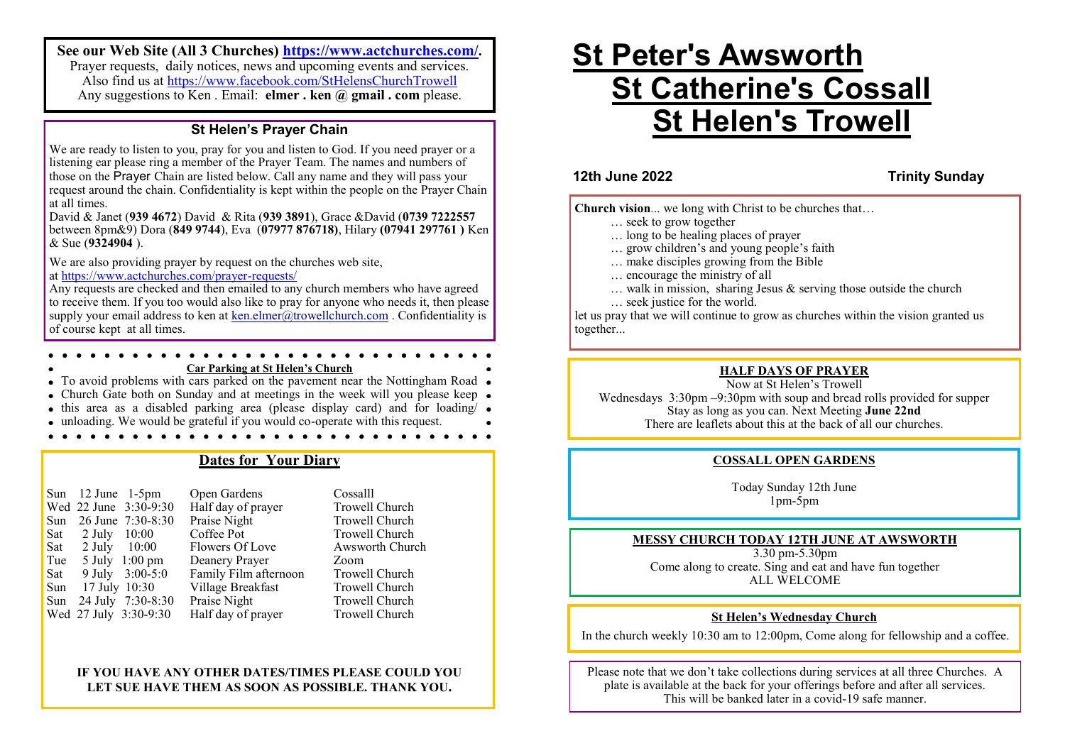**See our Web Site (All 3 Churches) https://www.actchurches.com/.**
Prayer requests, daily notices, news and upcoming events and services.
Also find us at https://www.facebook.com/StHelensChurchTrowell
Any suggestions to Ken . Email: **elmer . ken @ gmail . com** please.

### St Helen's Prayer Chain

We are ready to listen to you, pray for you and listen to God. If you need prayer or a listening ear please ring a member of the Prayer Team. The names and numbers of those on the Prayer Chain are listed below. Call any name and they will pass your request around the chain. Confidentiality is kept within the people on the Prayer Chain at all times.

David & Janet (**939 4672**) David & Rita (**939 3891**), Grace &David (**0739 7222557** between 8pm&9) Dora (**849 9744**), Eva (**07977 876718)**, Hilary **(07941 297761 )** Ken & Sue (**9324904** ).

We are also providing prayer by request on the churches web site, at https://www.actchurches.com/prayer-requests/

Any requests are checked and then emailed to any church members who have agreed to receive them. If you too would also like to pray for anyone who needs it, then please supply your email address to ken at ken.elmer@trowellchurch.com . Confidentiality is of course kept at all times.

**Car Parking at St Helen's Church**

To avoid problems with cars parked on the pavement near the Nottingham Road Church Gate both on Sunday and at meetings in the week will you please keep this area as a disabled parking area (please display card) and for loading/ unloading. We would be grateful if you would co-operate with this request.

## Dates for Your Diary

| | | | | |
|---|---|---|---|---|
| Sun | 12 June | 1-5pm | Open Gardens | Cossalll |
| Wed | 22 June | 3:30-9:30 | Half day of prayer | Trowell Church |
| Sun | 26 June | 7:30-8:30 | Praise Night | Trowell Church |
| Sat | 2 July | 10:00 | Coffee Pot | Trowell Church |
| Sat | 2 July | 10:00 | Flowers Of Love | Awsworth Church |
| Tue | 5 July | 1:00 pm | Deanery Prayer | Zoom |
| Sat | 9 July | 3:00-5:0 | Family Film afternoon | Trowell Church |
| Sun | 17 July | 10:30 | Village Breakfast | Trowell Church |
| Sun | 24 July | 7:30-8:30 | Praise Night | Trowell Church |
| Wed | 27 July | 3:30-9:30 | Half day of prayer | Trowell Church |

**IF YOU HAVE ANY OTHER DATES/TIMES PLEASE COULD YOU LET SUE HAVE THEM AS SOON AS POSSIBLE. THANK YOU.**

# St Peter's Awsworth
# St Catherine's Cossall
# St Helen's Trowell

**12th June 2022** **Trinity Sunday**

**Church vision**... we long with Christ to be churches that…
… seek to grow together
… long to be healing places of prayer
… grow children's and young people's faith
… make disciples growing from the Bible
… encourage the ministry of all
… walk in mission, sharing Jesus & serving those outside the church
… seek justice for the world.
let us pray that we will continue to grow as churches within the vision granted us together...

**HALF DAYS OF PRAYER**

Now at St Helen's Trowell
Wednesdays 3:30pm –9:30pm with soup and bread rolls provided for supper
Stay as long as you can. Next Meeting **June 22nd**
There are leaflets about this at the back of all our churches.

**COSSALL OPEN GARDENS**

Today Sunday 12th June
1pm-5pm

**MESSY CHURCH TODAY 12TH JUNE AT AWSWORTH**

3.30 pm-5.30pm
Come along to create. Sing and eat and have fun together
ALL WELCOME

**St Helen's Wednesday Church**

In the church weekly 10:30 am to 12:00pm, Come along for fellowship and a coffee.

Please note that we don't take collections during services at all three Churches. A plate is available at the back for your offerings before and after all services. This will be banked later in a covid-19 safe manner.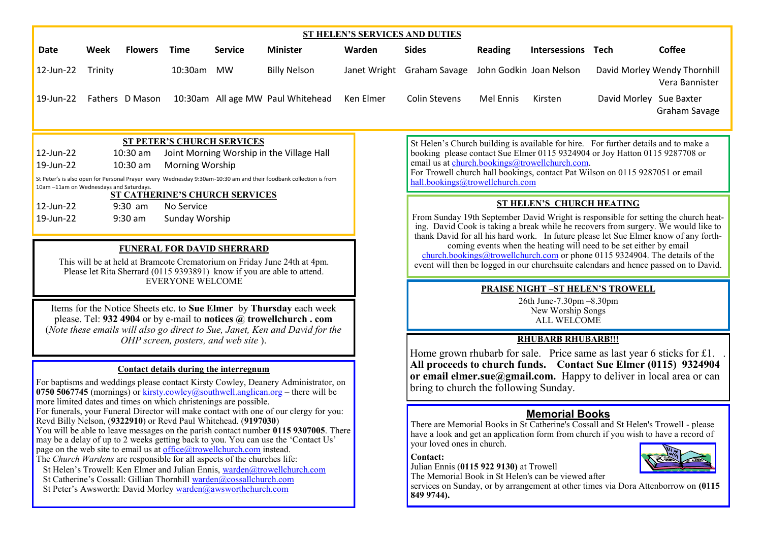## ST HELEN'S SERVICES AND DUTIES

| Date | Week | Flowers | Time | Service | Minister | Warden | Sides | Reading | Intersessions | Tech | Coffee |
|---|---|---|---|---|---|---|---|---|---|---|---|
| 12-Jun-22 | Trinity | | 10:30am | MW | Billy Nelson | Janet Wright | Graham Savage | John Godkin | Joan Nelson | David Morley | Wendy Thornhill Vera Bannister |
| 19-Jun-22 | Fathers | D Mason | 10:30am | All age MW | Paul Whitehead | Ken Elmer | Colin Stevens | Mel Ennis | Kirsten | David Morley | Sue Baxter Graham Savage |

## ST PETER'S CHURCH SERVICES

| | | |
|---|---|---|
| 12-Jun-22 | 10:30 am | Joint Morning Worship in the Village Hall |
| 19-Jun-22 | 10:30 am | Morning Worship |

St Peter's is also open for Personal Prayer every Wednesday 9:30am-10:30 am and their foodbank collection is from 10am –11am on Wednesdays and Saturdays.

## ST CATHERINE'S CHURCH SERVICES

| | | |
|---|---|---|
| 12-Jun-22 | 9:30 am | No Service |
| 19-Jun-22 | 9:30 am | Sunday Worship |

## FUNERAL FOR DAVID SHERRARD

This will be at held at Bramcote Crematorium on Friday June 24th at 4pm. Please let Rita Sherrard (0115 9393891) know if you are able to attend.
EVERYONE WELCOME

Items for the Notice Sheets etc. to **Sue Elmer** by **Thursday** each week please. Tel: **932 4904** or by e-mail to **notices @ trowellchurch . com** (*Note these emails will also go direct to Sue, Janet, Ken and David for the OHP screen, posters, and web site* ).

## Contact details during the interregnum

For baptisms and weddings please contact Kirsty Cowley, Deanery Administrator, on **0750 5067745** (mornings) or kirsty.cowley@southwell.anglican.org – there will be more limited dates and times on which christenings are possible.

For funerals, your Funeral Director will make contact with one of our clergy for you: Revd Billy Nelson, (**9322910**) or Revd Paul Whitehead. (**9197030**)

You will be able to leave messages on the parish contact number **0115 9307005**. There may be a delay of up to 2 weeks getting back to you. You can use the 'Contact Us' page on the web site to email us at office@trowellchurch.com instead.

The *Church Wardens* are responsible for all aspects of the churches life:

St Helen's Trowell: Ken Elmer and Julian Ennis, warden@trowellchurch.com
St Catherine's Cossall: Gillian Thornhill warden@cossallchurch.com
St Peter's Awsworth: David Morley warden@awsworthchurch.com

St Helen's Church building is available for hire. For further details and to make a booking please contact Sue Elmer 0115 9324904 or Joy Hatton 0115 9287708 or email us at church.bookings@trowellchurch.com.
For Trowell church hall bookings, contact Pat Wilson on 0115 9287051 or email hall.bookings@trowellchurch.com

## ST HELEN'S CHURCH HEATING

From Sunday 19th September David Wright is responsible for setting the church heating. David Cook is taking a break while he recovers from surgery. We would like to thank David for all his hard work. In future please let Sue Elmer know of any forthcoming events when the heating will need to be set either by email church.bookings@trowellchurch.com or phone 0115 9324904. The details of the event will then be logged in our churchsuite calendars and hence passed on to David.

## PRAISE NIGHT –ST HELEN'S TROWELL

26th June-7.30pm –8.30pm
New Worship Songs
ALL WELCOME

## RHUBARB RHUBARB!!!

Home grown rhubarb for sale. Price same as last year 6 sticks for £1. **All proceeds to church funds. Contact Sue Elmer (0115) 9324904 or email elmer.sue@gmail.com.** Happy to deliver in local area or can bring to church the following Sunday.

## Memorial Books

There are Memorial Books in St Catherine's Cossall and St Helen's Trowell - please have a look and get an application form from church if you wish to have a record of your loved ones in church.

**Contact:**
Julian Ennis (**0115 922 9130)** at Trowell
The Memorial Book in St Helen's can be viewed after services on Sunday, or by arrangement at other times via Dora Attenborrow on **(0115 849 9744).**